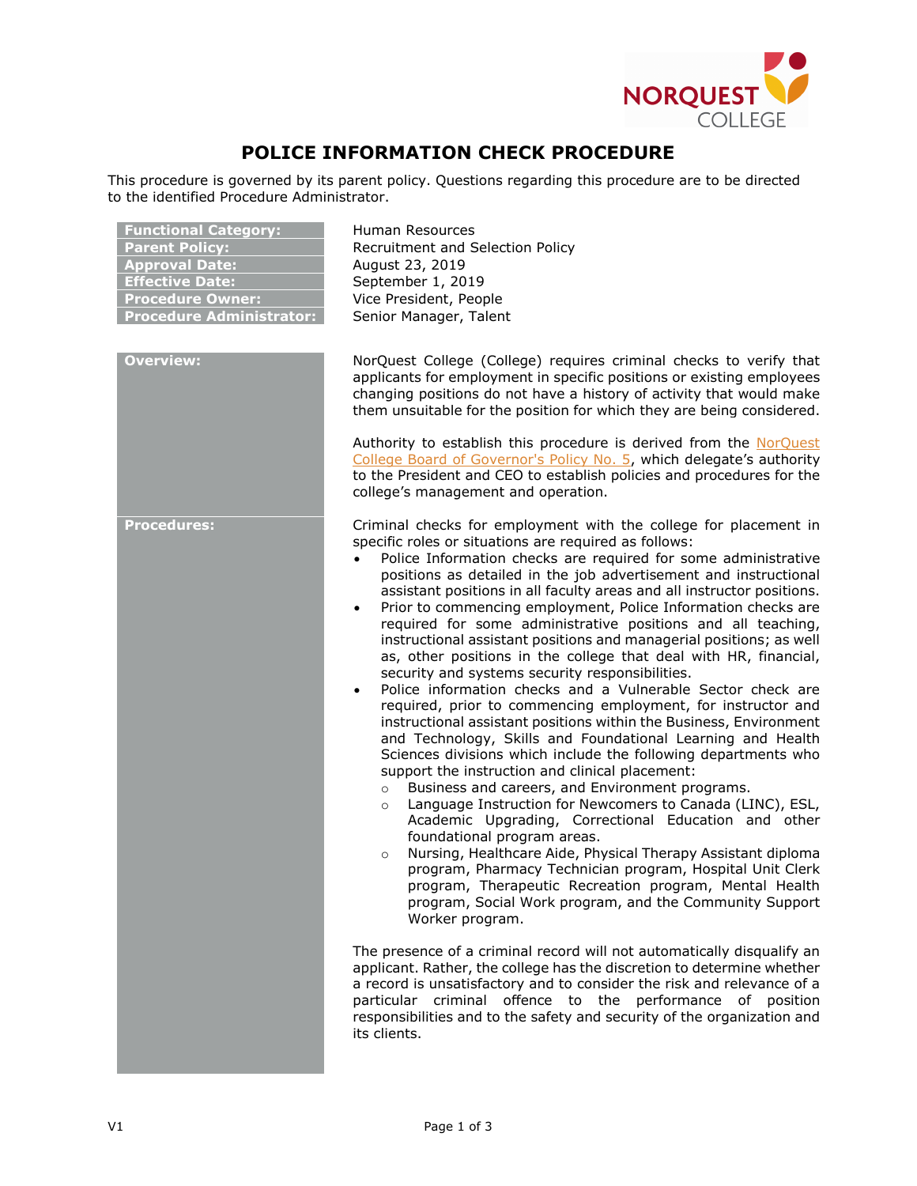# POLICE INFORMATION CHECK PROCEDURE

This procedure is governed by its parent policy. Questions regarding this procedure are to be directed to the identified Procedure Administrator.

| | |
|---|---|
| **Functional Category:** | Human Resources |
| **Parent Policy:** | Recruitment and Selection Policy |
| **Approval Date:** | August 23, 2019 |
| **Effective Date:** | September 1, 2019 |
| **Procedure Owner:** | Vice President, People |
| **Procedure Administrator:** | Senior Manager, Talent |

## Overview:

NorQuest College (College) requires criminal checks to verify that applicants for employment in specific positions or existing employees changing positions do not have a history of activity that would make them unsuitable for the position for which they are being considered.

Authority to establish this procedure is derived from the NorQuest College Board of Governor's Policy No. 5, which delegate's authority to the President and CEO to establish policies and procedures for the college's management and operation.

## Procedures:

Criminal checks for employment with the college for placement in specific roles or situations are required as follows:

- Police Information checks are required for some administrative positions as detailed in the job advertisement and instructional assistant positions in all faculty areas and all instructor positions.
- Prior to commencing employment, Police Information checks are required for some administrative positions and all teaching, instructional assistant positions and managerial positions; as well as, other positions in the college that deal with HR, financial, security and systems security responsibilities.
- Police information checks and a Vulnerable Sector check are required, prior to commencing employment, for instructor and instructional assistant positions within the Business, Environment and Technology, Skills and Foundational Learning and Health Sciences divisions which include the following departments who support the instruction and clinical placement:
  - Business and careers, and Environment programs.
  - Language Instruction for Newcomers to Canada (LINC), ESL, Academic Upgrading, Correctional Education and other foundational program areas.
  - Nursing, Healthcare Aide, Physical Therapy Assistant diploma program, Pharmacy Technician program, Hospital Unit Clerk program, Therapeutic Recreation program, Mental Health program, Social Work program, and the Community Support Worker program.

The presence of a criminal record will not automatically disqualify an applicant. Rather, the college has the discretion to determine whether a record is unsatisfactory and to consider the risk and relevance of a particular criminal offence to the performance of position responsibilities and to the safety and security of the organization and its clients.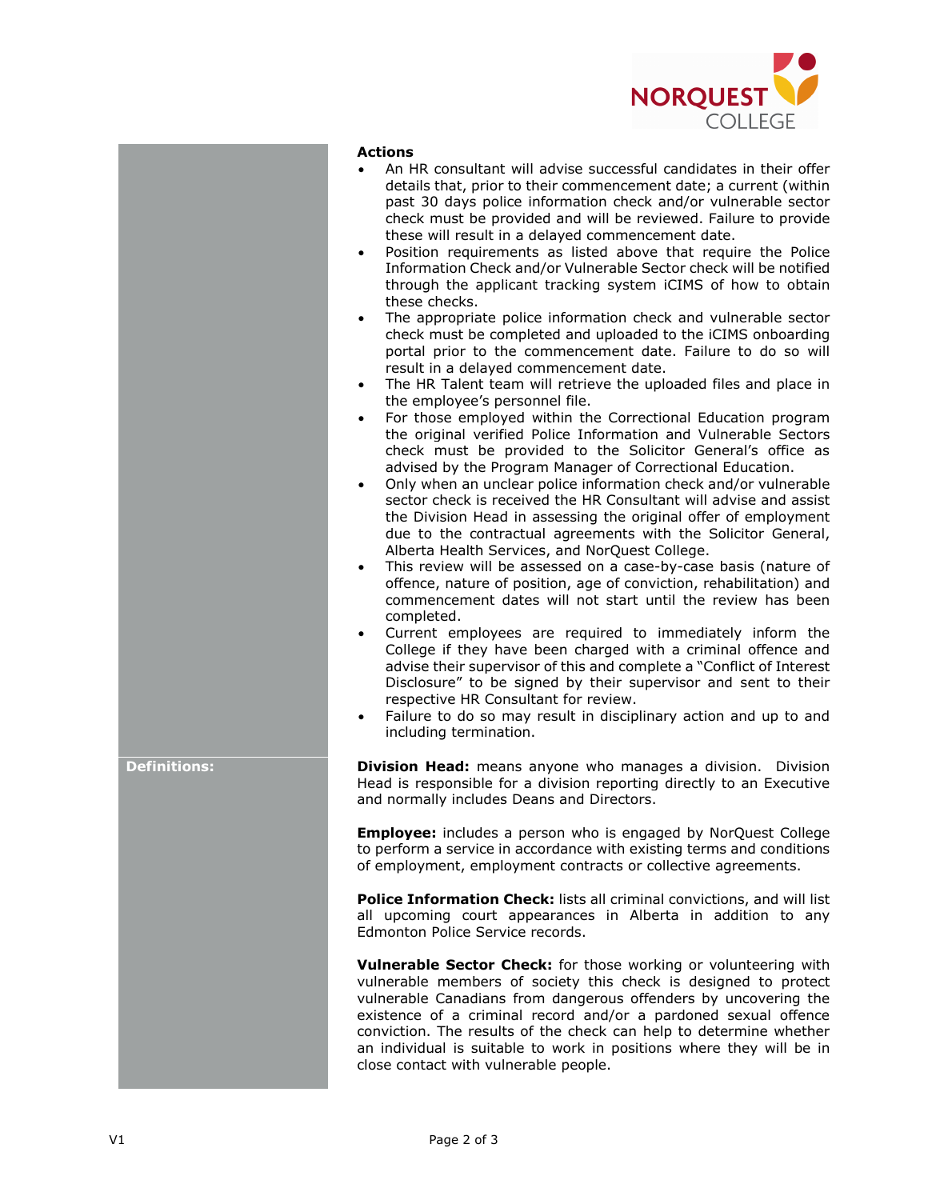**Actions**

- An HR consultant will advise successful candidates in their offer details that, prior to their commencement date; a current (within past 30 days police information check and/or vulnerable sector check must be provided and will be reviewed. Failure to provide these will result in a delayed commencement date.
- Position requirements as listed above that require the Police Information Check and/or Vulnerable Sector check will be notified through the applicant tracking system iCIMS of how to obtain these checks.
- The appropriate police information check and vulnerable sector check must be completed and uploaded to the iCIMS onboarding portal prior to the commencement date. Failure to do so will result in a delayed commencement date.
- The HR Talent team will retrieve the uploaded files and place in the employee's personnel file.
- For those employed within the Correctional Education program the original verified Police Information and Vulnerable Sectors check must be provided to the Solicitor General's office as advised by the Program Manager of Correctional Education.
- Only when an unclear police information check and/or vulnerable sector check is received the HR Consultant will advise and assist the Division Head in assessing the original offer of employment due to the contractual agreements with the Solicitor General, Alberta Health Services, and NorQuest College.
- This review will be assessed on a case-by-case basis (nature of offence, nature of position, age of conviction, rehabilitation) and commencement dates will not start until the review has been completed.
- Current employees are required to immediately inform the College if they have been charged with a criminal offence and advise their supervisor of this and complete a "Conflict of Interest Disclosure" to be signed by their supervisor and sent to their respective HR Consultant for review.
- Failure to do so may result in disciplinary action and up to and including termination.

**Definitions:**

**Division Head:** means anyone who manages a division. Division Head is responsible for a division reporting directly to an Executive and normally includes Deans and Directors.

**Employee:** includes a person who is engaged by NorQuest College to perform a service in accordance with existing terms and conditions of employment, employment contracts or collective agreements.

**Police Information Check:** lists all criminal convictions, and will list all upcoming court appearances in Alberta in addition to any Edmonton Police Service records.

**Vulnerable Sector Check:** for those working or volunteering with vulnerable members of society this check is designed to protect vulnerable Canadians from dangerous offenders by uncovering the existence of a criminal record and/or a pardoned sexual offence conviction. The results of the check can help to determine whether an individual is suitable to work in positions where they will be in close contact with vulnerable people.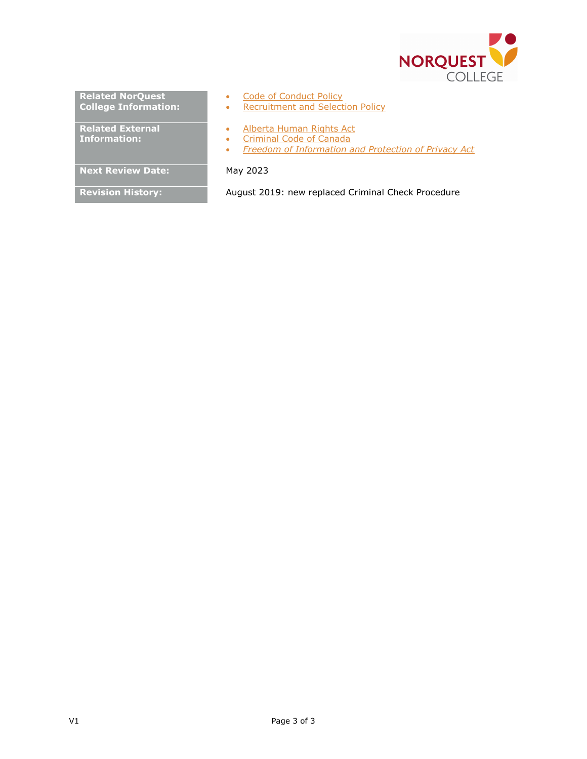| | |
|---|---|
| **Related NorQuest College Information:** | • Code of Conduct Policy<br>• Recruitment and Selection Policy |
| **Related External Information:** | • Alberta Human Rights Act<br>• Criminal Code of Canada<br>• *Freedom of Information and Protection of Privacy Act* |
| **Next Review Date:** | May 2023 |
| **Revision History:** | August 2019: new replaced Criminal Check Procedure |